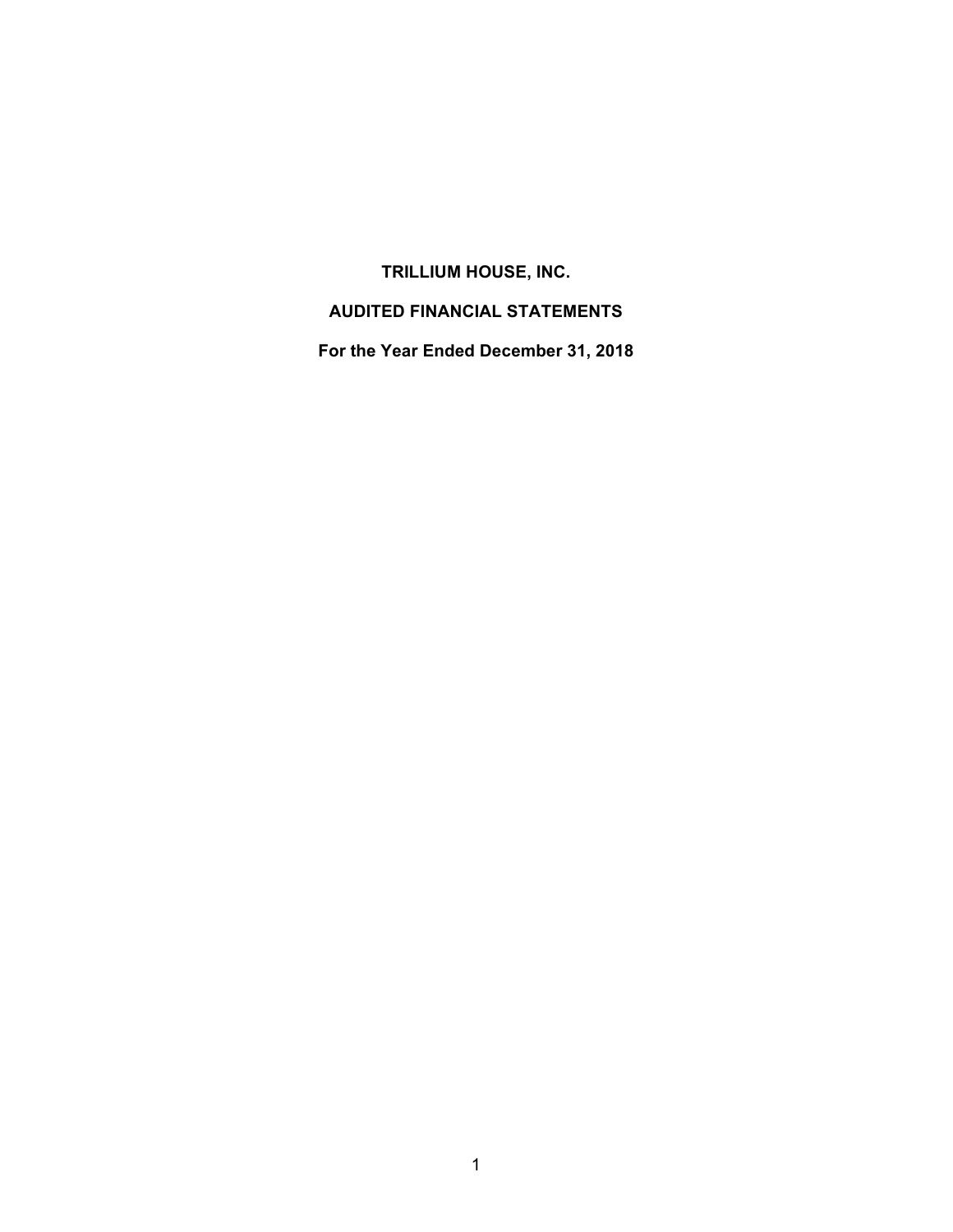# TRILLIUM HOUSE, INC.

## AUDITED FINANCIAL STATEMENTS

### For the Year Ended December 31, 2018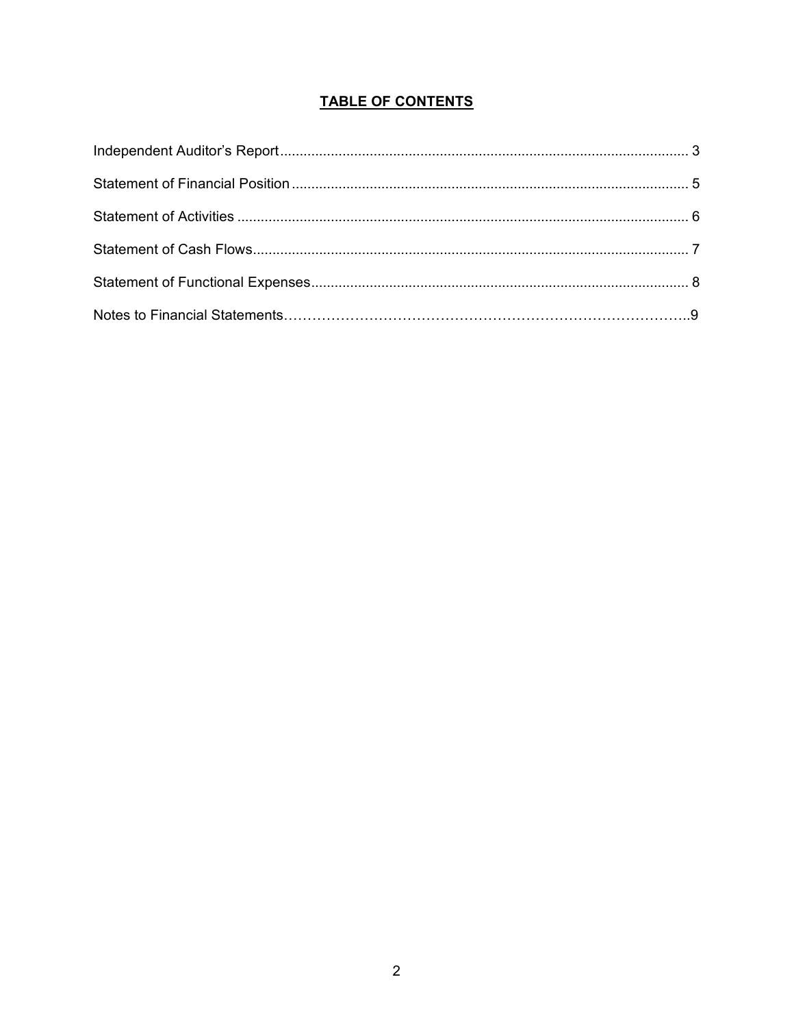# TABLE OF CONTENTS

Independent Auditor's Report........................................................................................................ 3

Statement of Financial Position..................................................................................................... 5

Statement of Activities .................................................................................................................. 6

Statement of Cash Flows............................................................................................................... 7

Statement of Functional Expenses................................................................................................ 8

Notes to Financial Statements……………………………………………………………………….9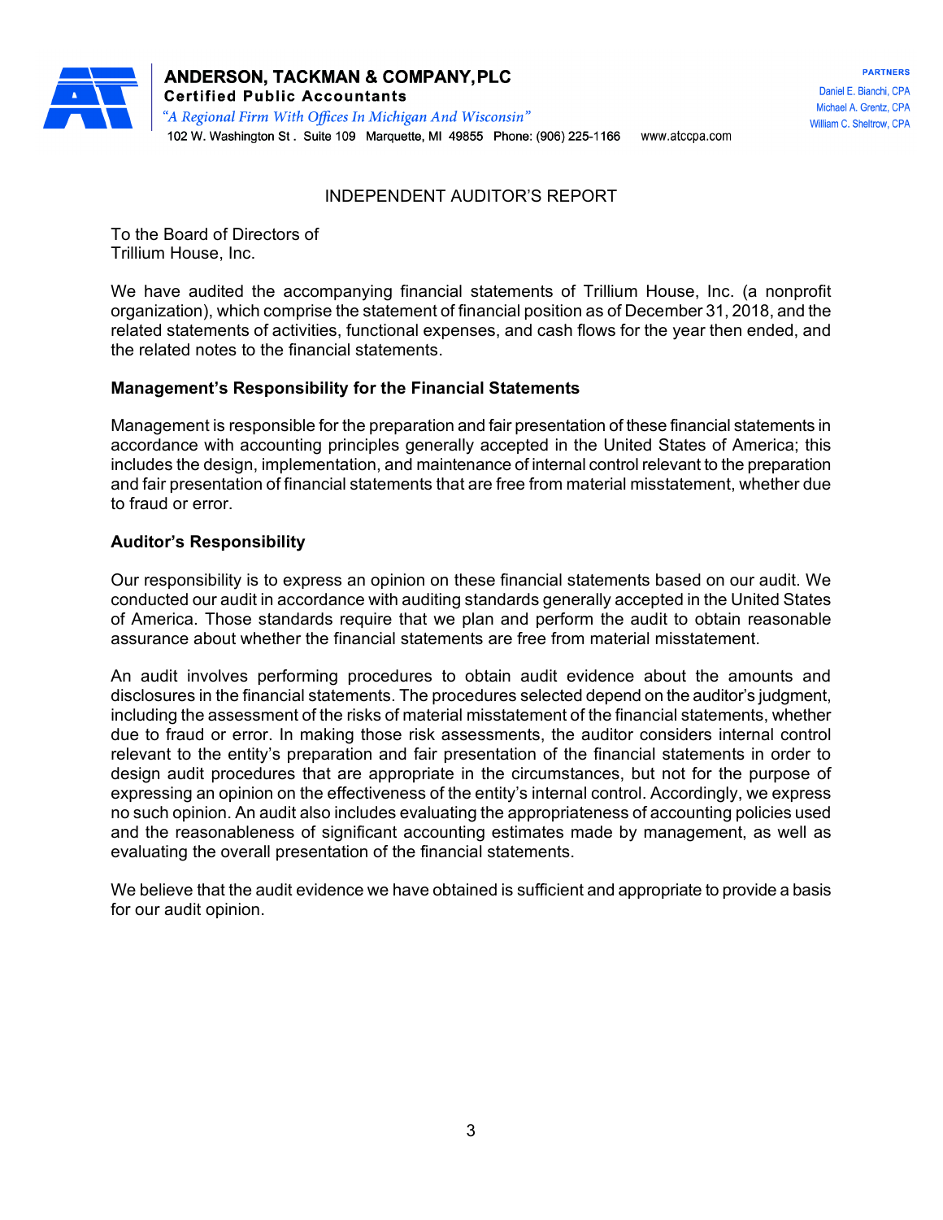**ANDERSON, TACKMAN & COMPANY, PLC**
**Certified Public Accountants**
*"A Regional Firm With Offices In Michigan And Wisconsin"*
102 W. Washington St . Suite 109 Marquette, MI 49855 Phone: (906) 225-1166 www.atccpa.com

**PARTNERS**
Daniel E. Bianchi, CPA
Michael A. Grentz, CPA
William C. Sheltrow, CPA

# INDEPENDENT AUDITOR'S REPORT

To the Board of Directors of
Trillium House, Inc.

We have audited the accompanying financial statements of Trillium House, Inc. (a nonprofit organization), which comprise the statement of financial position as of December 31, 2018, and the related statements of activities, functional expenses, and cash flows for the year then ended, and the related notes to the financial statements.

## Management's Responsibility for the Financial Statements

Management is responsible for the preparation and fair presentation of these financial statements in accordance with accounting principles generally accepted in the United States of America; this includes the design, implementation, and maintenance of internal control relevant to the preparation and fair presentation of financial statements that are free from material misstatement, whether due to fraud or error.

## Auditor's Responsibility

Our responsibility is to express an opinion on these financial statements based on our audit. We conducted our audit in accordance with auditing standards generally accepted in the United States of America. Those standards require that we plan and perform the audit to obtain reasonable assurance about whether the financial statements are free from material misstatement.

An audit involves performing procedures to obtain audit evidence about the amounts and disclosures in the financial statements. The procedures selected depend on the auditor's judgment, including the assessment of the risks of material misstatement of the financial statements, whether due to fraud or error. In making those risk assessments, the auditor considers internal control relevant to the entity's preparation and fair presentation of the financial statements in order to design audit procedures that are appropriate in the circumstances, but not for the purpose of expressing an opinion on the effectiveness of the entity's internal control. Accordingly, we express no such opinion. An audit also includes evaluating the appropriateness of accounting policies used and the reasonableness of significant accounting estimates made by management, as well as evaluating the overall presentation of the financial statements.

We believe that the audit evidence we have obtained is sufficient and appropriate to provide a basis for our audit opinion.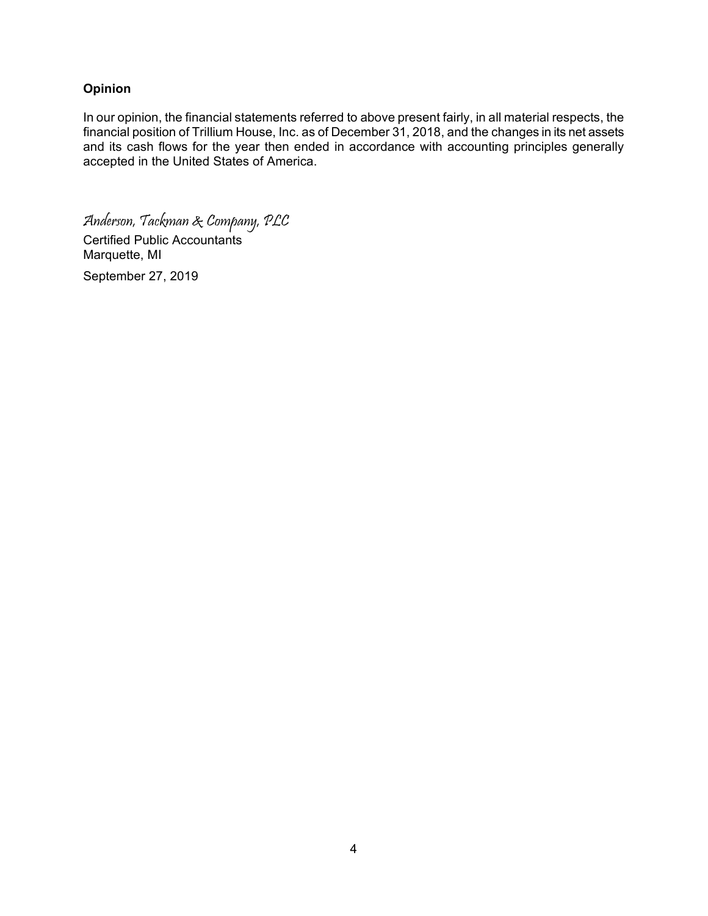**Opinion**

In our opinion, the financial statements referred to above present fairly, in all material respects, the financial position of Trillium House, Inc. as of December 31, 2018, and the changes in its net assets and its cash flows for the year then ended in accordance with accounting principles generally accepted in the United States of America.

*Anderson, Tackman & Company, PLC*
Certified Public Accountants
Marquette, MI

September 27, 2019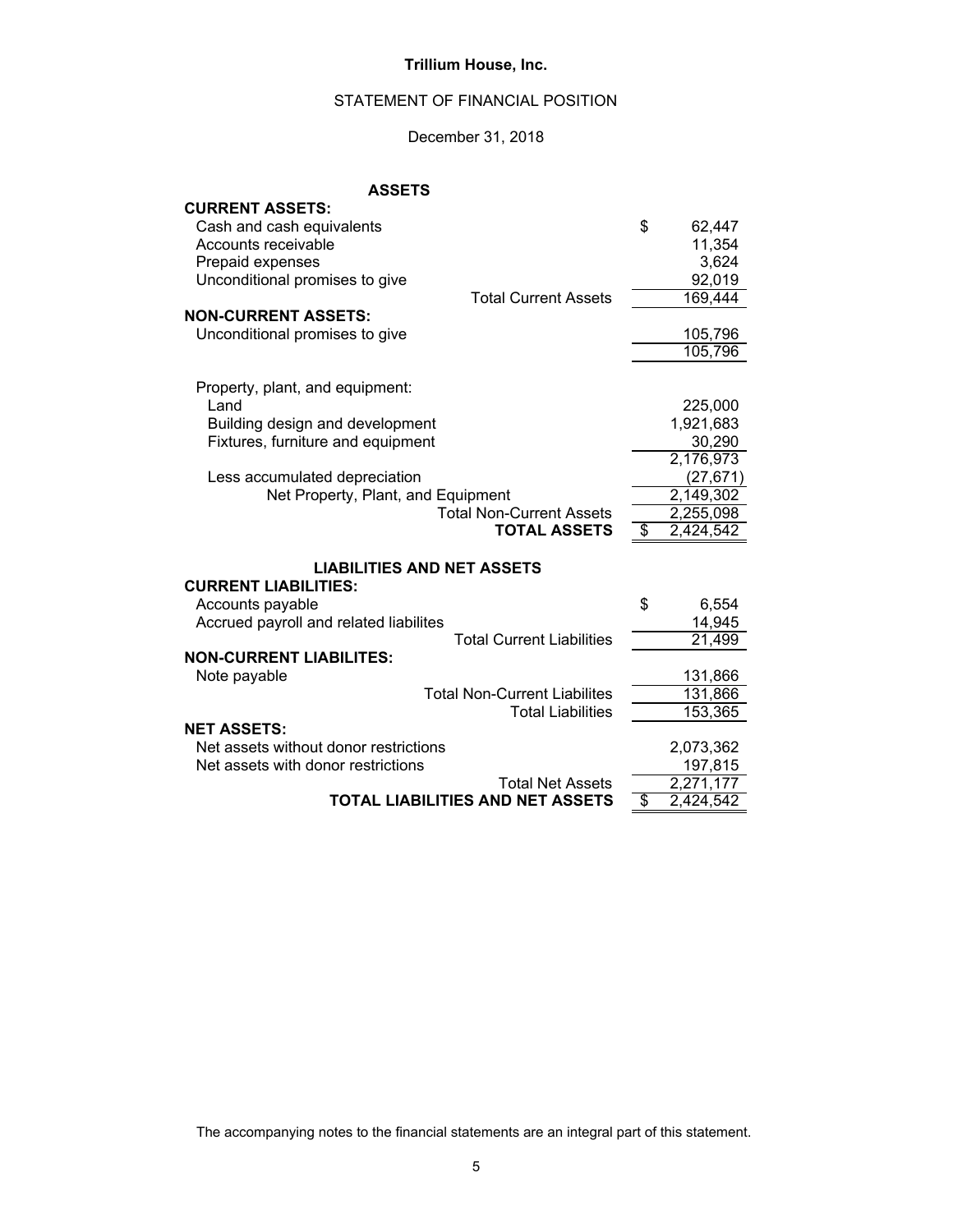**Trillium House, Inc.**

STATEMENT OF FINANCIAL POSITION

December 31, 2018

| **ASSETS** | |
|---|---|
| **CURRENT ASSETS:** | |
| Cash and cash equivalents | $ 62,447 |
| Accounts receivable | 11,354 |
| Prepaid expenses | 3,624 |
| Unconditional promises to give | 92,019 |
| Total Current Assets | 169,444 |
| **NON-CURRENT ASSETS:** | |
| Unconditional promises to give | 105,796 |
| | 105,796 |
| Property, plant, and equipment: | |
| Land | 225,000 |
| Building design and development | 1,921,683 |
| Fixtures, furniture and equipment | 30,290 |
| | 2,176,973 |
| Less accumulated depreciation | (27,671) |
| Net Property, Plant, and Equipment | 2,149,302 |
| Total Non-Current Assets | 2,255,098 |
| **TOTAL ASSETS** | $ 2,424,542 |
| **LIABILITIES AND NET ASSETS** | |
| **CURRENT LIABILITIES:** | |
| Accounts payable | $ 6,554 |
| Accrued payroll and related liabilites | 14,945 |
| Total Current Liabilities | 21,499 |
| **NON-CURRENT LIABILITES:** | |
| Note payable | 131,866 |
| Total Non-Current Liabilites | 131,866 |
| Total Liabilities | 153,365 |
| **NET ASSETS:** | |
| Net assets without donor restrictions | 2,073,362 |
| Net assets with donor restrictions | 197,815 |
| Total Net Assets | 2,271,177 |
| **TOTAL LIABILITIES AND NET ASSETS** | $ 2,424,542 |

The accompanying notes to the financial statements are an integral part of this statement.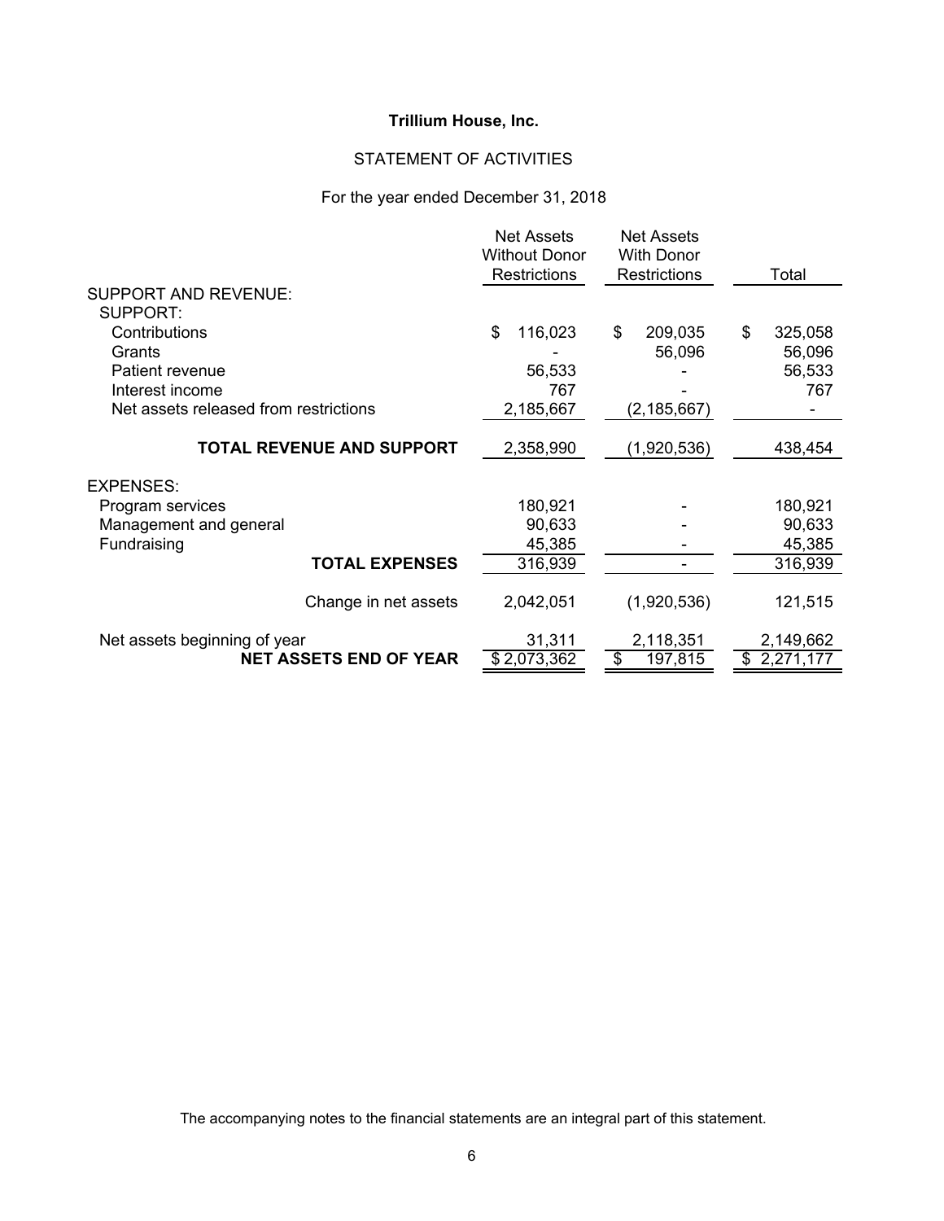**Trillium House, Inc.**

STATEMENT OF ACTIVITIES

For the year ended December 31, 2018

| | Net Assets Without Donor Restrictions | Net Assets With Donor Restrictions | Total |
|---|---|---|---|
| SUPPORT AND REVENUE: | | | |
| SUPPORT: | | | |
| Contributions | $ 116,023 | $ 209,035 | $ 325,058 |
| Grants | - | 56,096 | 56,096 |
| Patient revenue | 56,533 | - | 56,533 |
| Interest income | 767 | - | 767 |
| Net assets released from restrictions | 2,185,667 | (2,185,667) | - |
| **TOTAL REVENUE AND SUPPORT** | 2,358,990 | (1,920,536) | 438,454 |
| EXPENSES: | | | |
| Program services | 180,921 | - | 180,921 |
| Management and general | 90,633 | - | 90,633 |
| Fundraising | 45,385 | - | 45,385 |
| **TOTAL EXPENSES** | 316,939 | - | 316,939 |
| Change in net assets | 2,042,051 | (1,920,536) | 121,515 |
| Net assets beginning of year | 31,311 | 2,118,351 | 2,149,662 |
| **NET ASSETS END OF YEAR** | $ 2,073,362 | $ 197,815 | $ 2,271,177 |

The accompanying notes to the financial statements are an integral part of this statement.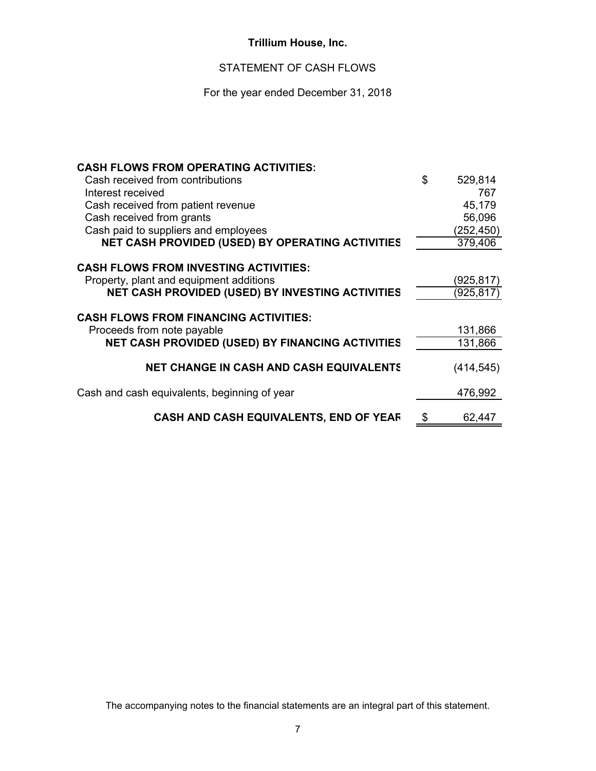**Trillium House, Inc.**

STATEMENT OF CASH FLOWS

For the year ended December 31, 2018

| | |
|---|---|
| **CASH FLOWS FROM OPERATING ACTIVITIES:** | |
| Cash received from contributions | $ 529,814 |
| Interest received | 767 |
| Cash received from patient revenue | 45,179 |
| Cash received from grants | 56,096 |
| Cash paid to suppliers and employees | (252,450) |
| **NET CASH PROVIDED (USED) BY OPERATING ACTIVITIES** | 379,406 |
| **CASH FLOWS FROM INVESTING ACTIVITIES:** | |
| Property, plant and equipment additions | (925,817) |
| **NET CASH PROVIDED (USED) BY INVESTING ACTIVITIES** | (925,817) |
| **CASH FLOWS FROM FINANCING ACTIVITIES:** | |
| Proceeds from note payable | 131,866 |
| **NET CASH PROVIDED (USED) BY FINANCING ACTIVITIES** | 131,866 |
| **NET CHANGE IN CASH AND CASH EQUIVALENTS** | (414,545) |
| Cash and cash equivalents, beginning of year | 476,992 |
| **CASH AND CASH EQUIVALENTS, END OF YEAR** | $ 62,447 |

The accompanying notes to the financial statements are an integral part of this statement.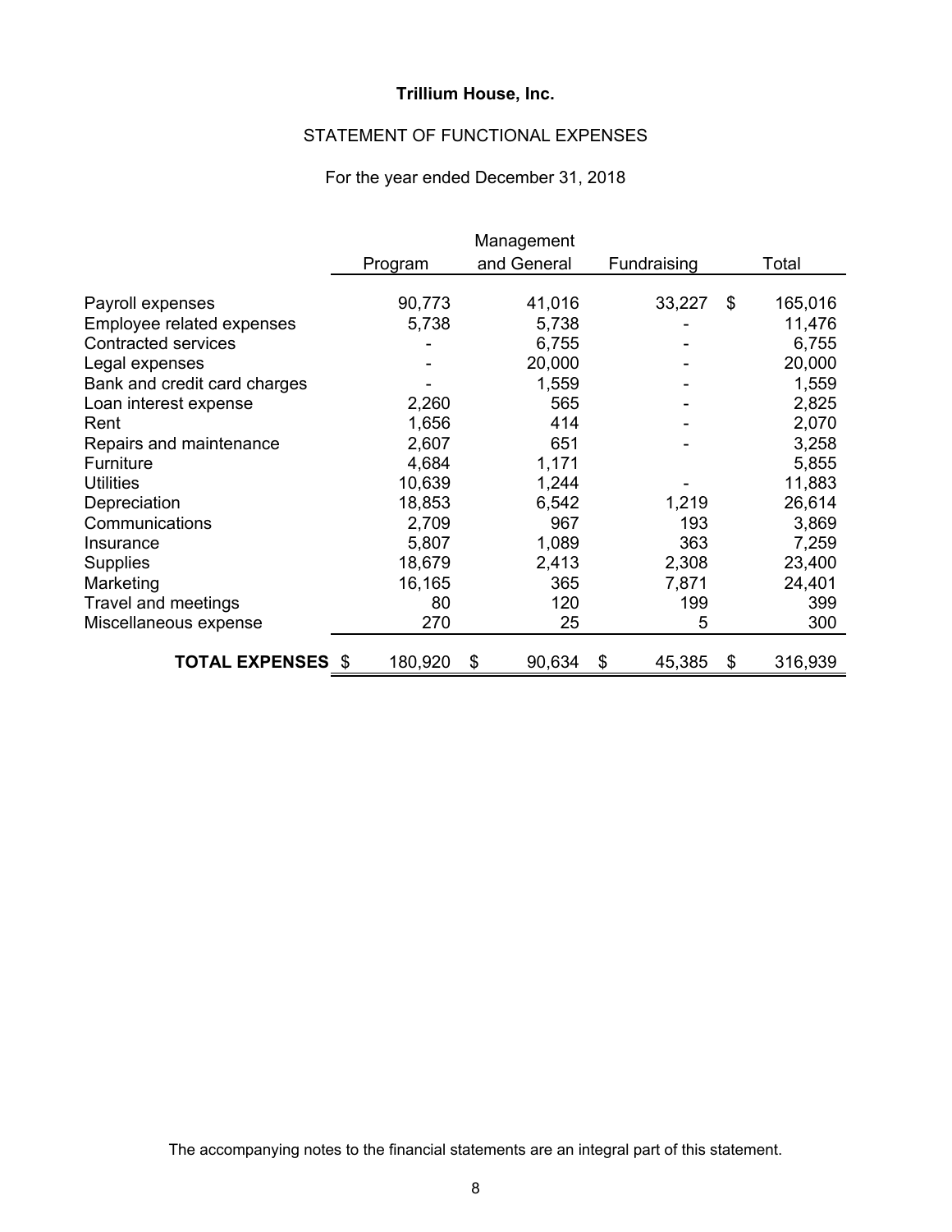# Trillium House, Inc.

## STATEMENT OF FUNCTIONAL EXPENSES

For the year ended December 31, 2018

| | Program | Management and General | Fundraising | Total |
|---|---|---|---|---|
| Payroll expenses | 90,773 | 41,016 | 33,227 | $ 165,016 |
| Employee related expenses | 5,738 | 5,738 | - | 11,476 |
| Contracted services | - | 6,755 | - | 6,755 |
| Legal expenses | - | 20,000 | - | 20,000 |
| Bank and credit card charges | - | 1,559 | - | 1,559 |
| Loan interest expense | 2,260 | 565 | - | 2,825 |
| Rent | 1,656 | 414 | - | 2,070 |
| Repairs and maintenance | 2,607 | 651 | - | 3,258 |
| Furniture | 4,684 | 1,171 | | 5,855 |
| Utilities | 10,639 | 1,244 | - | 11,883 |
| Depreciation | 18,853 | 6,542 | 1,219 | 26,614 |
| Communications | 2,709 | 967 | 193 | 3,869 |
| Insurance | 5,807 | 1,089 | 363 | 7,259 |
| Supplies | 18,679 | 2,413 | 2,308 | 23,400 |
| Marketing | 16,165 | 365 | 7,871 | 24,401 |
| Travel and meetings | 80 | 120 | 199 | 399 |
| Miscellaneous expense | 270 | 25 | 5 | 300 |
| **TOTAL EXPENSES** | $ 180,920 | $ 90,634 | $ 45,385 | $ 316,939 |

The accompanying notes to the financial statements are an integral part of this statement.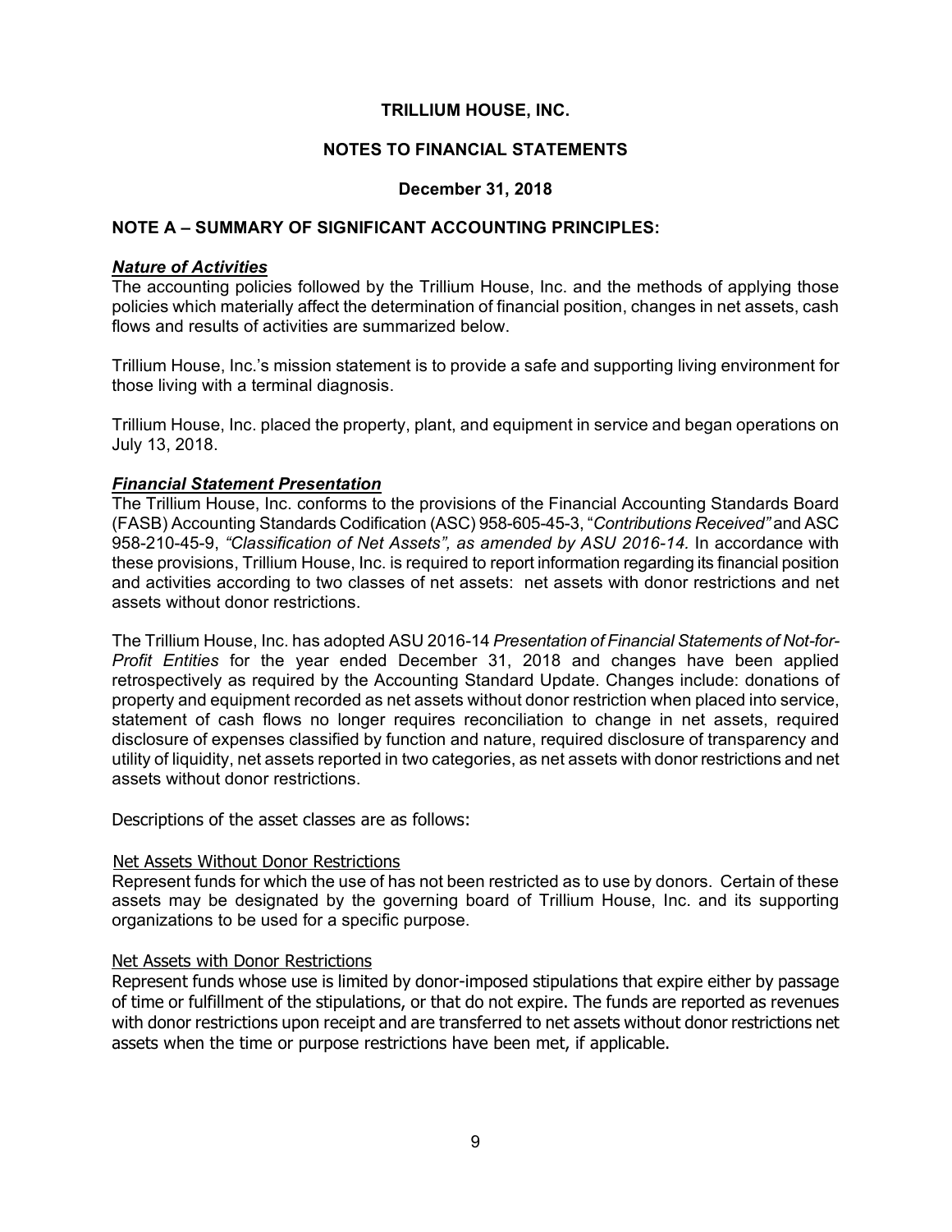**TRILLIUM HOUSE, INC.**

**NOTES TO FINANCIAL STATEMENTS**

**December 31, 2018**

## NOTE A – SUMMARY OF SIGNIFICANT ACCOUNTING PRINCIPLES:

### ***Nature of Activities***

The accounting policies followed by the Trillium House, Inc. and the methods of applying those policies which materially affect the determination of financial position, changes in net assets, cash flows and results of activities are summarized below.

Trillium House, Inc.'s mission statement is to provide a safe and supporting living environment for those living with a terminal diagnosis.

Trillium House, Inc. placed the property, plant, and equipment in service and began operations on July 13, 2018.

### ***Financial Statement Presentation***

The Trillium House, Inc. conforms to the provisions of the Financial Accounting Standards Board (FASB) Accounting Standards Codification (ASC) 958-605-45-3, "*Contributions Received"* and ASC 958-210-45-9, *"Classification of Net Assets", as amended by ASU 2016-14.* In accordance with these provisions, Trillium House, Inc. is required to report information regarding its financial position and activities according to two classes of net assets: net assets with donor restrictions and net assets without donor restrictions.

The Trillium House, Inc. has adopted ASU 2016-14 *Presentation of Financial Statements of Not-for-Profit Entities* for the year ended December 31, 2018 and changes have been applied retrospectively as required by the Accounting Standard Update. Changes include: donations of property and equipment recorded as net assets without donor restriction when placed into service, statement of cash flows no longer requires reconciliation to change in net assets, required disclosure of expenses classified by function and nature, required disclosure of transparency and utility of liquidity, net assets reported in two categories, as net assets with donor restrictions and net assets without donor restrictions.

Descriptions of the asset classes are as follows:

Net Assets Without Donor Restrictions

Represent funds for which the use of has not been restricted as to use by donors. Certain of these assets may be designated by the governing board of Trillium House, Inc. and its supporting organizations to be used for a specific purpose.

Net Assets with Donor Restrictions

Represent funds whose use is limited by donor-imposed stipulations that expire either by passage of time or fulfillment of the stipulations, or that do not expire. The funds are reported as revenues with donor restrictions upon receipt and are transferred to net assets without donor restrictions net assets when the time or purpose restrictions have been met, if applicable.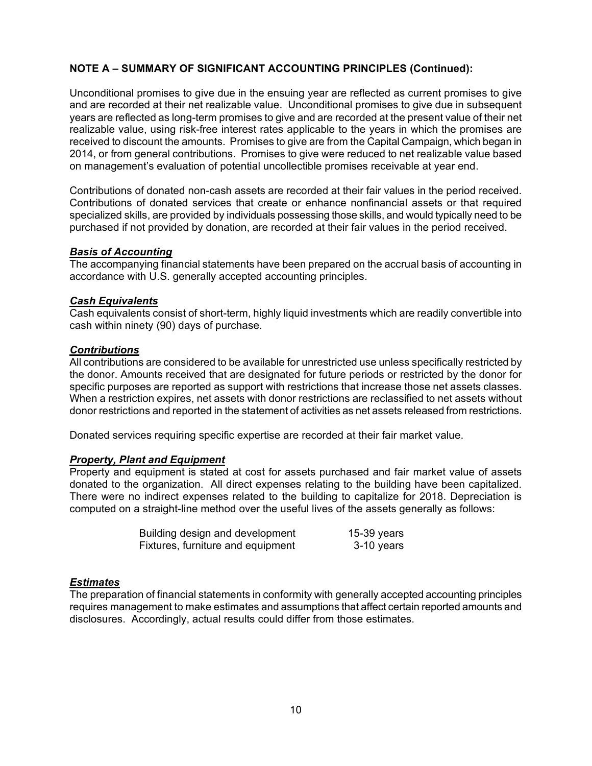**NOTE A – SUMMARY OF SIGNIFICANT ACCOUNTING PRINCIPLES (Continued):**

Unconditional promises to give due in the ensuing year are reflected as current promises to give and are recorded at their net realizable value. Unconditional promises to give due in subsequent years are reflected as long-term promises to give and are recorded at the present value of their net realizable value, using risk-free interest rates applicable to the years in which the promises are received to discount the amounts. Promises to give are from the Capital Campaign, which began in 2014, or from general contributions. Promises to give were reduced to net realizable value based on management's evaluation of potential uncollectible promises receivable at year end.

Contributions of donated non-cash assets are recorded at their fair values in the period received. Contributions of donated services that create or enhance nonfinancial assets or that required specialized skills, are provided by individuals possessing those skills, and would typically need to be purchased if not provided by donation, are recorded at their fair values in the period received.

***Basis of Accounting***
The accompanying financial statements have been prepared on the accrual basis of accounting in accordance with U.S. generally accepted accounting principles.

***Cash Equivalents***
Cash equivalents consist of short-term, highly liquid investments which are readily convertible into cash within ninety (90) days of purchase.

***Contributions***
All contributions are considered to be available for unrestricted use unless specifically restricted by the donor. Amounts received that are designated for future periods or restricted by the donor for specific purposes are reported as support with restrictions that increase those net assets classes. When a restriction expires, net assets with donor restrictions are reclassified to net assets without donor restrictions and reported in the statement of activities as net assets released from restrictions.

Donated services requiring specific expertise are recorded at their fair market value.

***Property, Plant and Equipment***
Property and equipment is stated at cost for assets purchased and fair market value of assets donated to the organization. All direct expenses relating to the building have been capitalized. There were no indirect expenses related to the building to capitalize for 2018. Depreciation is computed on a straight-line method over the useful lives of the assets generally as follows:

| | |
|---|---|
| Building design and development | 15-39 years |
| Fixtures, furniture and equipment | 3-10 years |

***Estimates***
The preparation of financial statements in conformity with generally accepted accounting principles requires management to make estimates and assumptions that affect certain reported amounts and disclosures. Accordingly, actual results could differ from those estimates.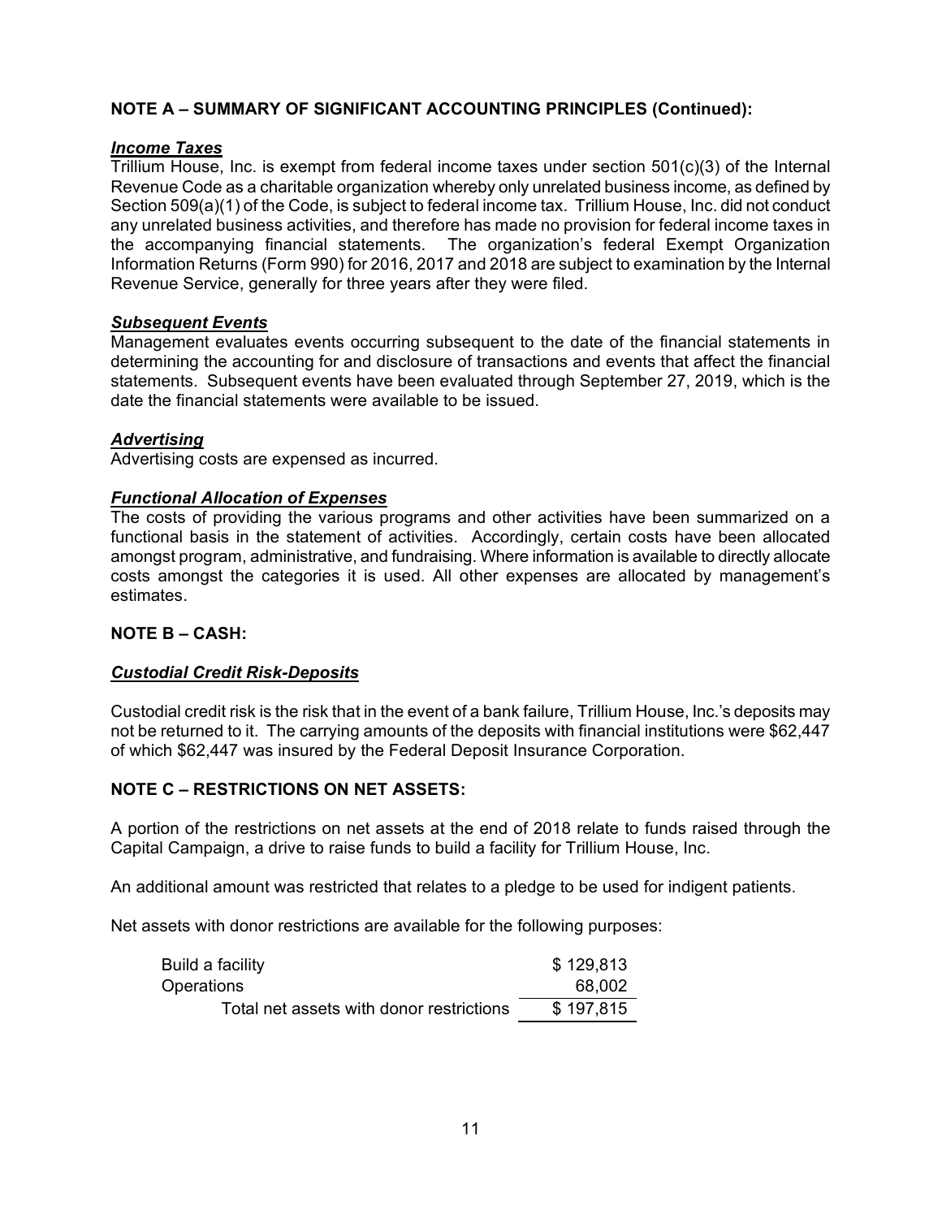**NOTE A – SUMMARY OF SIGNIFICANT ACCOUNTING PRINCIPLES (Continued):**

***Income Taxes***

Trillium House, Inc. is exempt from federal income taxes under section 501(c)(3) of the Internal Revenue Code as a charitable organization whereby only unrelated business income, as defined by Section 509(a)(1) of the Code, is subject to federal income tax. Trillium House, Inc. did not conduct any unrelated business activities, and therefore has made no provision for federal income taxes in the accompanying financial statements. The organization's federal Exempt Organization Information Returns (Form 990) for 2016, 2017 and 2018 are subject to examination by the Internal Revenue Service, generally for three years after they were filed.

***Subsequent Events***

Management evaluates events occurring subsequent to the date of the financial statements in determining the accounting for and disclosure of transactions and events that affect the financial statements. Subsequent events have been evaluated through September 27, 2019, which is the date the financial statements were available to be issued.

***Advertising***

Advertising costs are expensed as incurred.

***Functional Allocation of Expenses***

The costs of providing the various programs and other activities have been summarized on a functional basis in the statement of activities. Accordingly, certain costs have been allocated amongst program, administrative, and fundraising. Where information is available to directly allocate costs amongst the categories it is used. All other expenses are allocated by management's estimates.

**NOTE B – CASH:**

***Custodial Credit Risk-Deposits***

Custodial credit risk is the risk that in the event of a bank failure, Trillium House, Inc.'s deposits may not be returned to it. The carrying amounts of the deposits with financial institutions were $62,447 of which $62,447 was insured by the Federal Deposit Insurance Corporation.

**NOTE C – RESTRICTIONS ON NET ASSETS:**

A portion of the restrictions on net assets at the end of 2018 relate to funds raised through the Capital Campaign, a drive to raise funds to build a facility for Trillium House, Inc.

An additional amount was restricted that relates to a pledge to be used for indigent patients.

Net assets with donor restrictions are available for the following purposes:

| | |
|---|---|
| Build a facility | $ 129,813 |
| Operations | 68,002 |
| Total net assets with donor restrictions | $ 197,815 |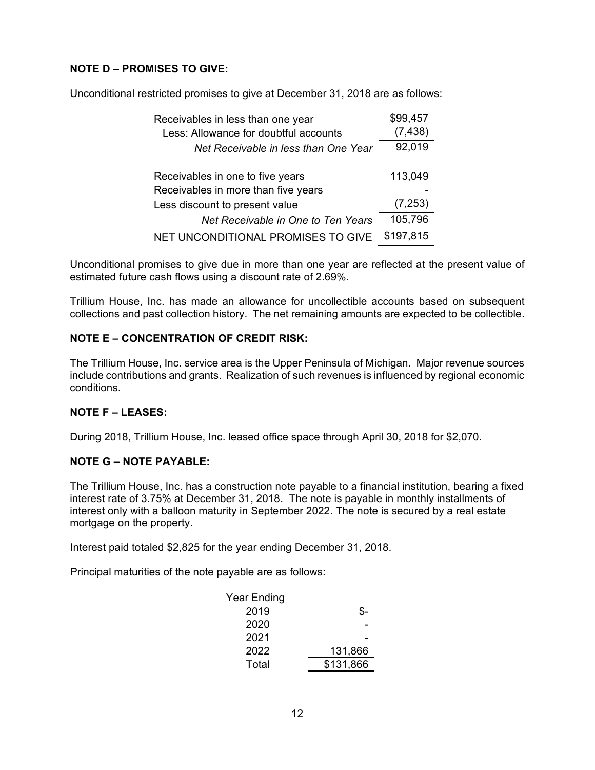**NOTE D – PROMISES TO GIVE:**

Unconditional restricted promises to give at December 31, 2018 are as follows:

| | |
|---|---|
| Receivables in less than one year | $99,457 |
| Less: Allowance for doubtful accounts | (7,438) |
| *Net Receivable in less than One Year* | 92,019 |
| | |
| Receivables in one to five years | 113,049 |
| Receivables in more than five years | - |
| Less discount to present value | (7,253) |
| *Net Receivable in One to Ten Years* | 105,796 |
| NET UNCONDITIONAL PROMISES TO GIVE | $197,815 |

Unconditional promises to give due in more than one year are reflected at the present value of estimated future cash flows using a discount rate of 2.69%.

Trillium House, Inc. has made an allowance for uncollectible accounts based on subsequent collections and past collection history. The net remaining amounts are expected to be collectible.

**NOTE E – CONCENTRATION OF CREDIT RISK:**

The Trillium House, Inc. service area is the Upper Peninsula of Michigan. Major revenue sources include contributions and grants. Realization of such revenues is influenced by regional economic conditions.

**NOTE F – LEASES:**

During 2018, Trillium House, Inc. leased office space through April 30, 2018 for $2,070.

**NOTE G – NOTE PAYABLE:**

The Trillium House, Inc. has a construction note payable to a financial institution, bearing a fixed interest rate of 3.75% at December 31, 2018. The note is payable in monthly installments of interest only with a balloon maturity in September 2022. The note is secured by a real estate mortgage on the property.

Interest paid totaled $2,825 for the year ending December 31, 2018.

Principal maturities of the note payable are as follows:

| Year Ending | |
|---|---|
| 2019 | $- |
| 2020 | - |
| 2021 | - |
| 2022 | 131,866 |
| Total | $131,866 |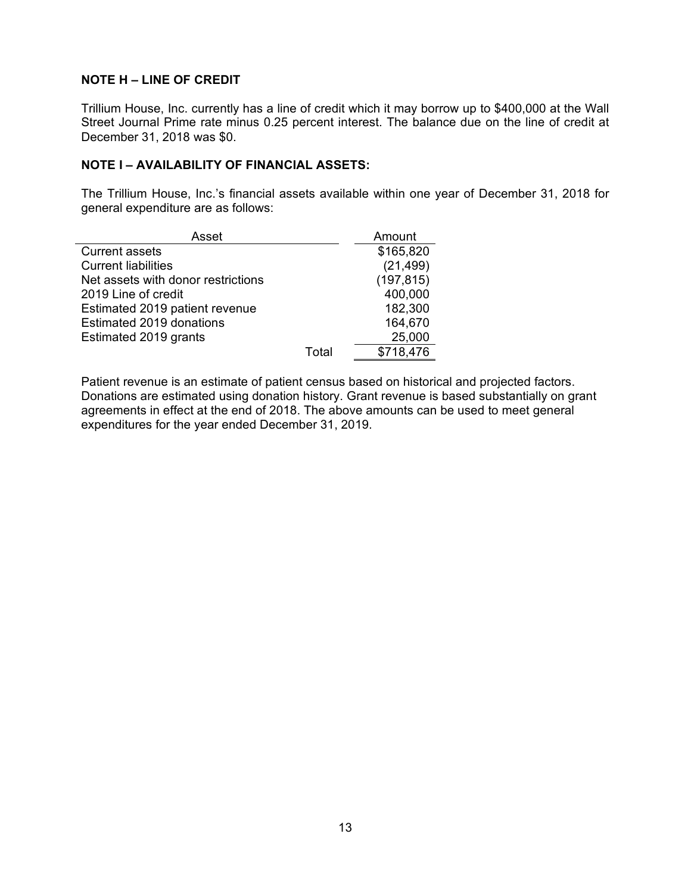**NOTE H – LINE OF CREDIT**

Trillium House, Inc. currently has a line of credit which it may borrow up to $400,000 at the Wall Street Journal Prime rate minus 0.25 percent interest. The balance due on the line of credit at December 31, 2018 was $0.

**NOTE I – AVAILABILITY OF FINANCIAL ASSETS:**

The Trillium House, Inc.'s financial assets available within one year of December 31, 2018 for general expenditure are as follows:

| Asset | Amount |
| --- | --- |
| Current assets | $165,820 |
| Current liabilities | (21,499) |
| Net assets with donor restrictions | (197,815) |
| 2019 Line of credit | 400,000 |
| Estimated 2019 patient revenue | 182,300 |
| Estimated 2019 donations | 164,670 |
| Estimated 2019 grants | 25,000 |
| Total | $718,476 |

Patient revenue is an estimate of patient census based on historical and projected factors. Donations are estimated using donation history. Grant revenue is based substantially on grant agreements in effect at the end of 2018. The above amounts can be used to meet general expenditures for the year ended December 31, 2019.